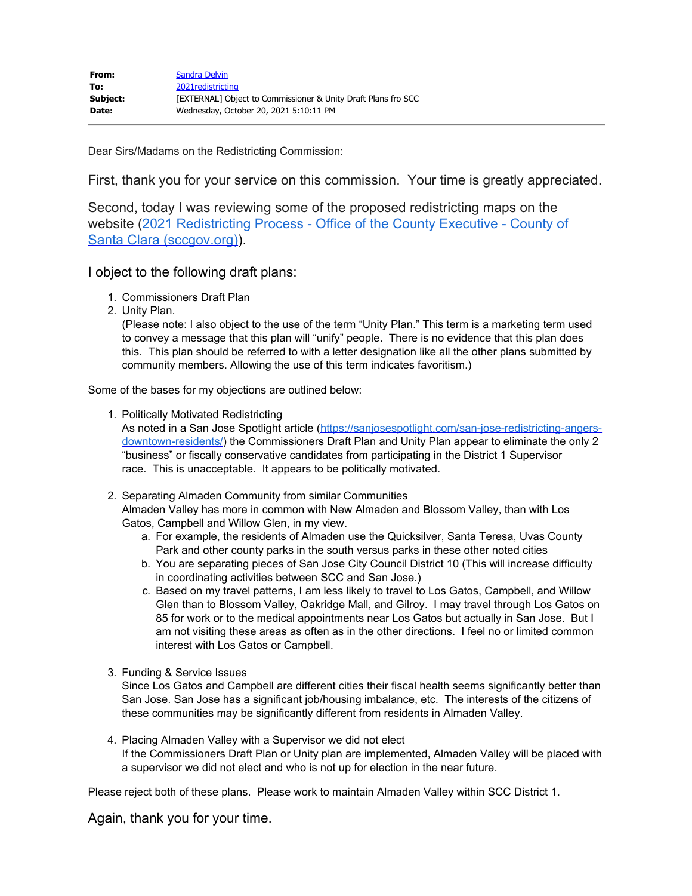| | |
|---|---|
| **From:** | Sandra Delvin |
| **To:** | 2021redistricting |
| **Subject:** | [EXTERNAL] Object to Commissioner & Unity Draft Plans fro SCC |
| **Date:** | Wednesday, October 20, 2021 5:10:11 PM |

Dear Sirs/Madams on the Redistricting Commission:

First, thank you for your service on this commission. Your time is greatly appreciated.

Second, today I was reviewing some of the proposed redistricting maps on the website (2021 Redistricting Process - Office of the County Executive - County of Santa Clara (sccgov.org)).

I object to the following draft plans:

1. Commissioners Draft Plan
2. Unity Plan.
   (Please note: I also object to the use of the term "Unity Plan." This term is a marketing term used to convey a message that this plan will "unify" people. There is no evidence that this plan does this. This plan should be referred to with a letter designation like all the other plans submitted by community members. Allowing the use of this term indicates favoritism.)

Some of the bases for my objections are outlined below:

1. Politically Motivated Redistricting
   As noted in a San Jose Spotlight article (https://sanjosespotlight.com/san-jose-redistricting-angers-downtown-residents/) the Commissioners Draft Plan and Unity Plan appear to eliminate the only 2 "business" or fiscally conservative candidates from participating in the District 1 Supervisor race. This is unacceptable. It appears to be politically motivated.

2. Separating Almaden Community from similar Communities
   Almaden Valley has more in common with New Almaden and Blossom Valley, than with Los Gatos, Campbell and Willow Glen, in my view.
   a. For example, the residents of Almaden use the Quicksilver, Santa Teresa, Uvas County Park and other county parks in the south versus parks in these other noted cities
   b. You are separating pieces of San Jose City Council District 10 (This will increase difficulty in coordinating activities between SCC and San Jose.)
   c. Based on my travel patterns, I am less likely to travel to Los Gatos, Campbell, and Willow Glen than to Blossom Valley, Oakridge Mall, and Gilroy. I may travel through Los Gatos on 85 for work or to the medical appointments near Los Gatos but actually in San Jose. But I am not visiting these areas as often as in the other directions. I feel no or limited common interest with Los Gatos or Campbell.

3. Funding & Service Issues
   Since Los Gatos and Campbell are different cities their fiscal health seems significantly better than San Jose. San Jose has a significant job/housing imbalance, etc. The interests of the citizens of these communities may be significantly different from residents in Almaden Valley.

4. Placing Almaden Valley with a Supervisor we did not elect
   If the Commissioners Draft Plan or Unity plan are implemented, Almaden Valley will be placed with a supervisor we did not elect and who is not up for election in the near future.

Please reject both of these plans. Please work to maintain Almaden Valley within SCC District 1.

Again, thank you for your time.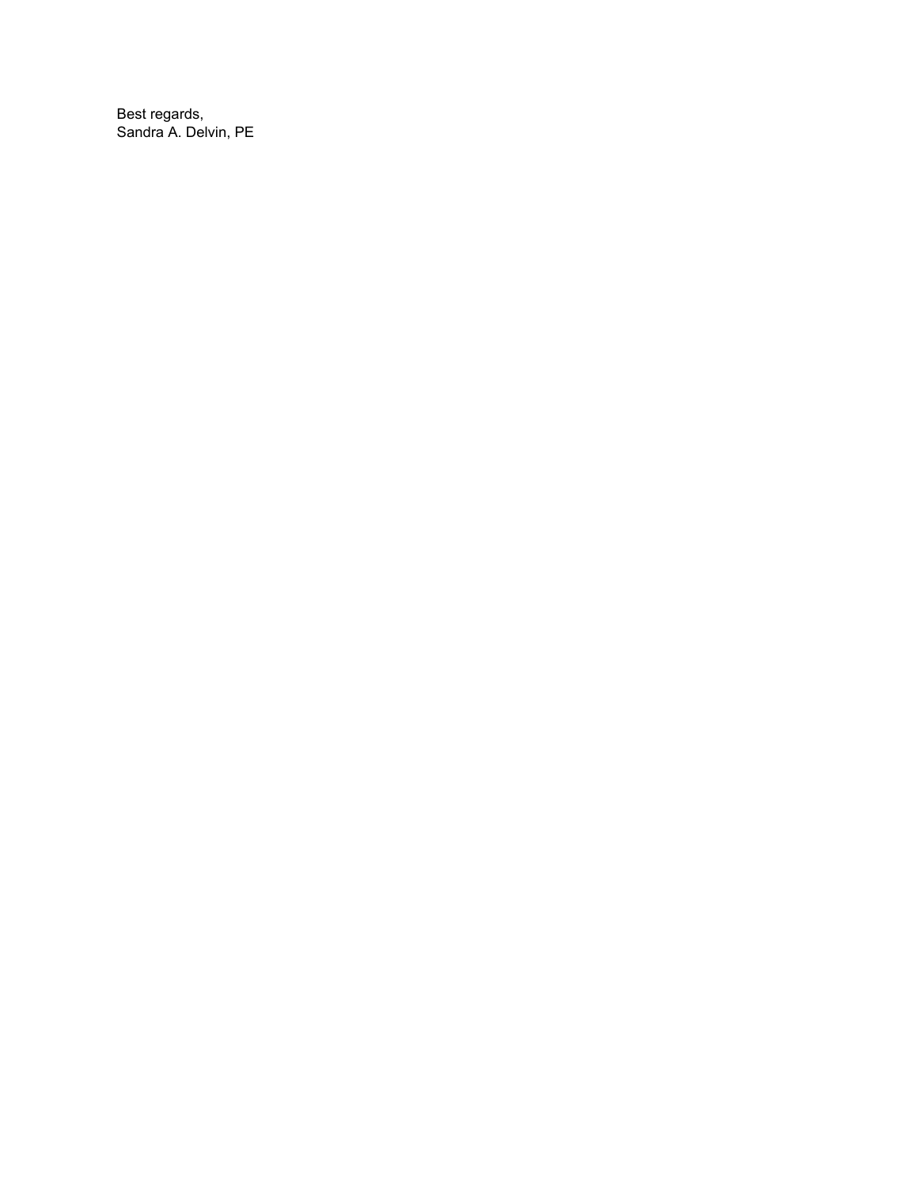Best regards,
Sandra A. Delvin, PE